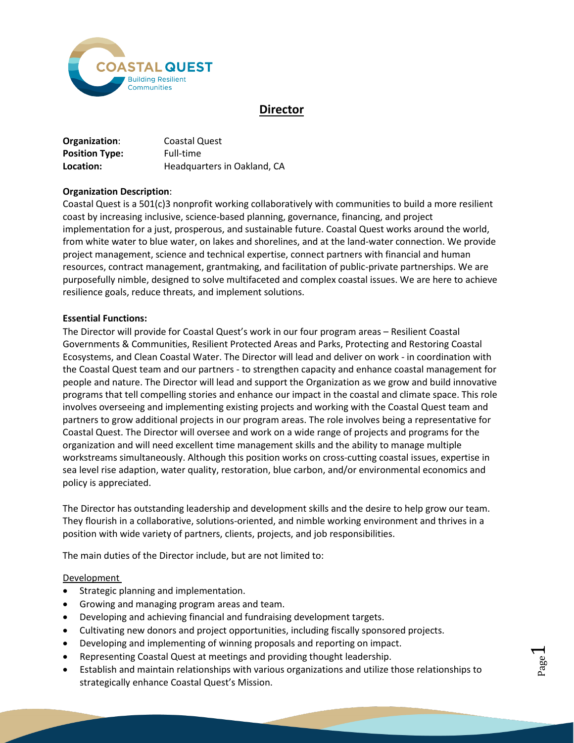# Director

**Organization**: Coastal Quest
**Position Type:** Full-time
**Location:** Headquarters in Oakland, CA

**Organization Description**:
Coastal Quest is a 501(c)3 nonprofit working collaboratively with communities to build a more resilient coast by increasing inclusive, science-based planning, governance, financing, and project implementation for a just, prosperous, and sustainable future. Coastal Quest works around the world, from white water to blue water, on lakes and shorelines, and at the land-water connection. We provide project management, science and technical expertise, connect partners with financial and human resources, contract management, grantmaking, and facilitation of public-private partnerships. We are purposefully nimble, designed to solve multifaceted and complex coastal issues. We are here to achieve resilience goals, reduce threats, and implement solutions.

**Essential Functions:**
The Director will provide for Coastal Quest's work in our four program areas – Resilient Coastal Governments & Communities, Resilient Protected Areas and Parks, Protecting and Restoring Coastal Ecosystems, and Clean Coastal Water. The Director will lead and deliver on work - in coordination with the Coastal Quest team and our partners - to strengthen capacity and enhance coastal management for people and nature. The Director will lead and support the Organization as we grow and build innovative programs that tell compelling stories and enhance our impact in the coastal and climate space. This role involves overseeing and implementing existing projects and working with the Coastal Quest team and partners to grow additional projects in our program areas. The role involves being a representative for Coastal Quest. The Director will oversee and work on a wide range of projects and programs for the organization and will need excellent time management skills and the ability to manage multiple workstreams simultaneously. Although this position works on cross-cutting coastal issues, expertise in sea level rise adaption, water quality, restoration, blue carbon, and/or environmental economics and policy is appreciated.

The Director has outstanding leadership and development skills and the desire to help grow our team. They flourish in a collaborative, solutions-oriented, and nimble working environment and thrives in a position with wide variety of partners, clients, projects, and job responsibilities.

The main duties of the Director include, but are not limited to:

Development

- Strategic planning and implementation.
- Growing and managing program areas and team.
- Developing and achieving financial and fundraising development targets.
- Cultivating new donors and project opportunities, including fiscally sponsored projects.
- Developing and implementing of winning proposals and reporting on impact.
- Representing Coastal Quest at meetings and providing thought leadership.
- Establish and maintain relationships with various organizations and utilize those relationships to strategically enhance Coastal Quest's Mission.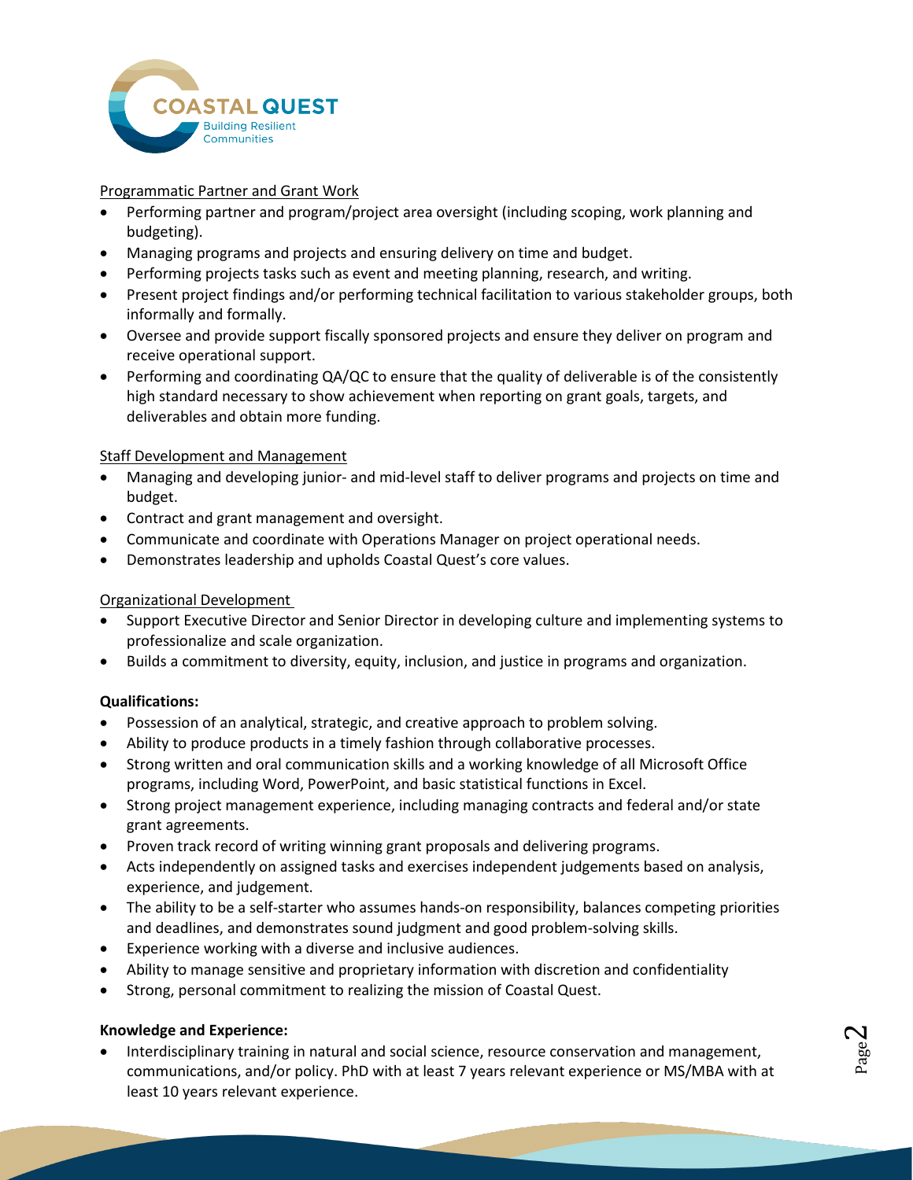Programmatic Partner and Grant Work

- Performing partner and program/project area oversight (including scoping, work planning and budgeting).
- Managing programs and projects and ensuring delivery on time and budget.
- Performing projects tasks such as event and meeting planning, research, and writing.
- Present project findings and/or performing technical facilitation to various stakeholder groups, both informally and formally.
- Oversee and provide support fiscally sponsored projects and ensure they deliver on program and receive operational support.
- Performing and coordinating QA/QC to ensure that the quality of deliverable is of the consistently high standard necessary to show achievement when reporting on grant goals, targets, and deliverables and obtain more funding.

Staff Development and Management

- Managing and developing junior- and mid-level staff to deliver programs and projects on time and budget.
- Contract and grant management and oversight.
- Communicate and coordinate with Operations Manager on project operational needs.
- Demonstrates leadership and upholds Coastal Quest's core values.

Organizational Development

- Support Executive Director and Senior Director in developing culture and implementing systems to professionalize and scale organization.
- Builds a commitment to diversity, equity, inclusion, and justice in programs and organization.

**Qualifications:**

- Possession of an analytical, strategic, and creative approach to problem solving.
- Ability to produce products in a timely fashion through collaborative processes.
- Strong written and oral communication skills and a working knowledge of all Microsoft Office programs, including Word, PowerPoint, and basic statistical functions in Excel.
- Strong project management experience, including managing contracts and federal and/or state grant agreements.
- Proven track record of writing winning grant proposals and delivering programs.
- Acts independently on assigned tasks and exercises independent judgements based on analysis, experience, and judgement.
- The ability to be a self-starter who assumes hands-on responsibility, balances competing priorities and deadlines, and demonstrates sound judgment and good problem-solving skills.
- Experience working with a diverse and inclusive audiences.
- Ability to manage sensitive and proprietary information with discretion and confidentiality
- Strong, personal commitment to realizing the mission of Coastal Quest.

**Knowledge and Experience:**

- Interdisciplinary training in natural and social science, resource conservation and management, communications, and/or policy. PhD with at least 7 years relevant experience or MS/MBA with at least 10 years relevant experience.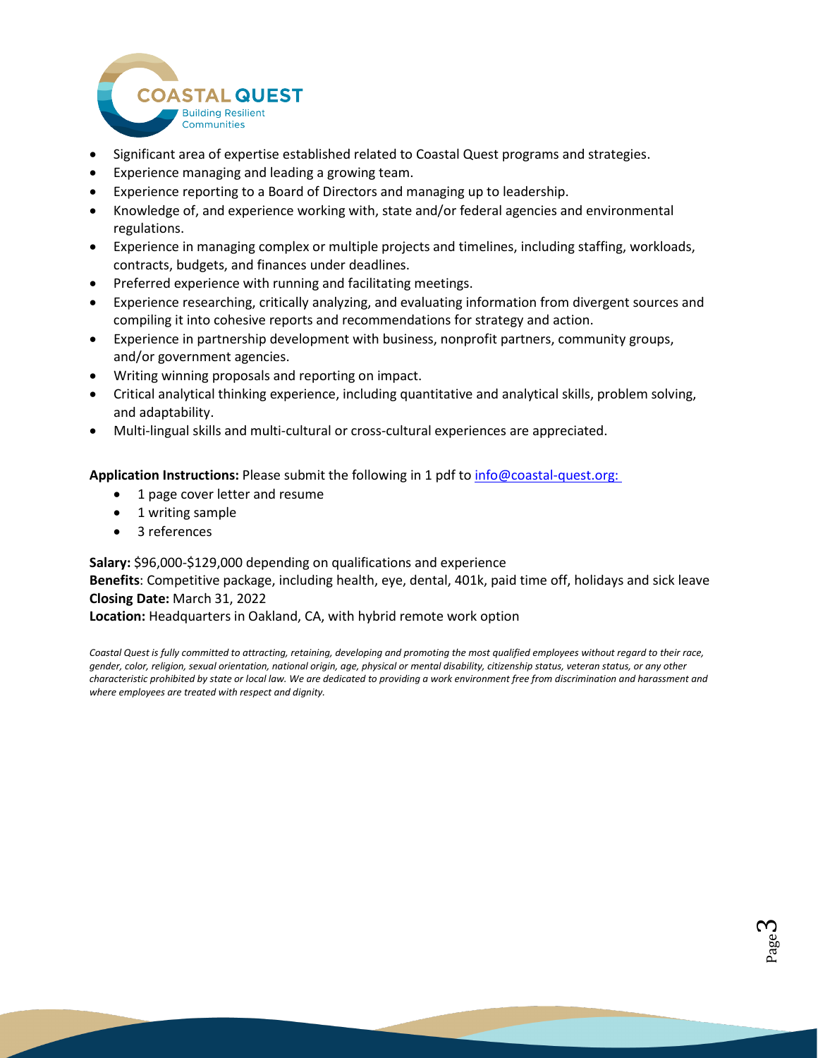- Significant area of expertise established related to Coastal Quest programs and strategies.
- Experience managing and leading a growing team.
- Experience reporting to a Board of Directors and managing up to leadership.
- Knowledge of, and experience working with, state and/or federal agencies and environmental regulations.
- Experience in managing complex or multiple projects and timelines, including staffing, workloads, contracts, budgets, and finances under deadlines.
- Preferred experience with running and facilitating meetings.
- Experience researching, critically analyzing, and evaluating information from divergent sources and compiling it into cohesive reports and recommendations for strategy and action.
- Experience in partnership development with business, nonprofit partners, community groups, and/or government agencies.
- Writing winning proposals and reporting on impact.
- Critical analytical thinking experience, including quantitative and analytical skills, problem solving, and adaptability.
- Multi-lingual skills and multi-cultural or cross-cultural experiences are appreciated.

**Application Instructions:** Please submit the following in 1 pdf to info@coastal-quest.org:

- 1 page cover letter and resume
- 1 writing sample
- 3 references

**Salary:** $96,000-$129,000 depending on qualifications and experience
**Benefits**: Competitive package, including health, eye, dental, 401k, paid time off, holidays and sick leave
**Closing Date:** March 31, 2022
**Location:** Headquarters in Oakland, CA, with hybrid remote work option

*Coastal Quest is fully committed to attracting, retaining, developing and promoting the most qualified employees without regard to their race, gender, color, religion, sexual orientation, national origin, age, physical or mental disability, citizenship status, veteran status, or any other characteristic prohibited by state or local law. We are dedicated to providing a work environment free from discrimination and harassment and where employees are treated with respect and dignity.*